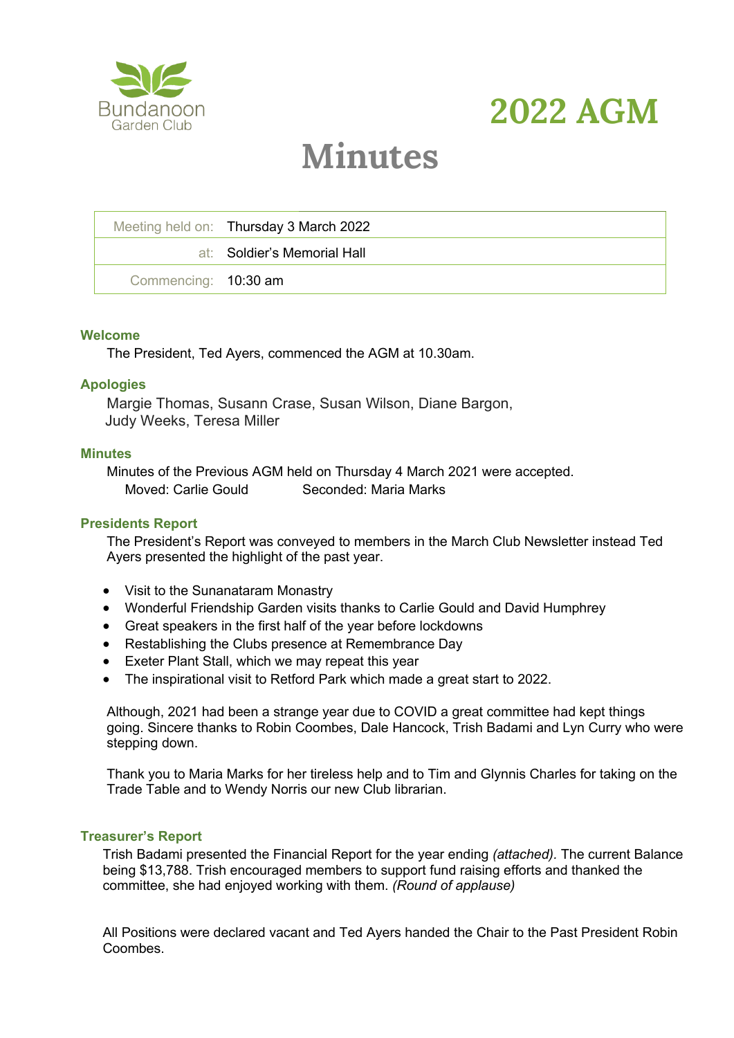Bundanoon
Garden Club

# 2022 AGM

# Minutes

| Meeting held on: | Thursday 3 March 2022 |
|---|---|
| at: | Soldier's Memorial Hall |
| Commencing: | 10:30 am |

### Welcome

The President, Ted Ayers, commenced the AGM at 10.30am.

### Apologies

Margie Thomas, Susann Crase, Susan Wilson, Diane Bargon,
Judy Weeks, Teresa Miller

### Minutes

Minutes of the Previous AGM held on Thursday 4 March 2021 were accepted.
Moved: Carlie Gould Seconded: Maria Marks

### Presidents Report

The President's Report was conveyed to members in the March Club Newsletter instead Ted Ayers presented the highlight of the past year.

- Visit to the Sunanataram Monastry
- Wonderful Friendship Garden visits thanks to Carlie Gould and David Humphrey
- Great speakers in the first half of the year before lockdowns
- Restablishing the Clubs presence at Remembrance Day
- Exeter Plant Stall, which we may repeat this year
- The inspirational visit to Retford Park which made a great start to 2022.

Although, 2021 had been a strange year due to COVID a great committee had kept things going. Sincere thanks to Robin Coombes, Dale Hancock, Trish Badami and Lyn Curry who were stepping down.

Thank you to Maria Marks for her tireless help and to Tim and Glynnis Charles for taking on the Trade Table and to Wendy Norris our new Club librarian.

### Treasurer's Report

Trish Badami presented the Financial Report for the year ending *(attached).* The current Balance being $13,788. Trish encouraged members to support fund raising efforts and thanked the committee, she had enjoyed working with them. *(Round of applause)*

All Positions were declared vacant and Ted Ayers handed the Chair to the Past President Robin Coombes.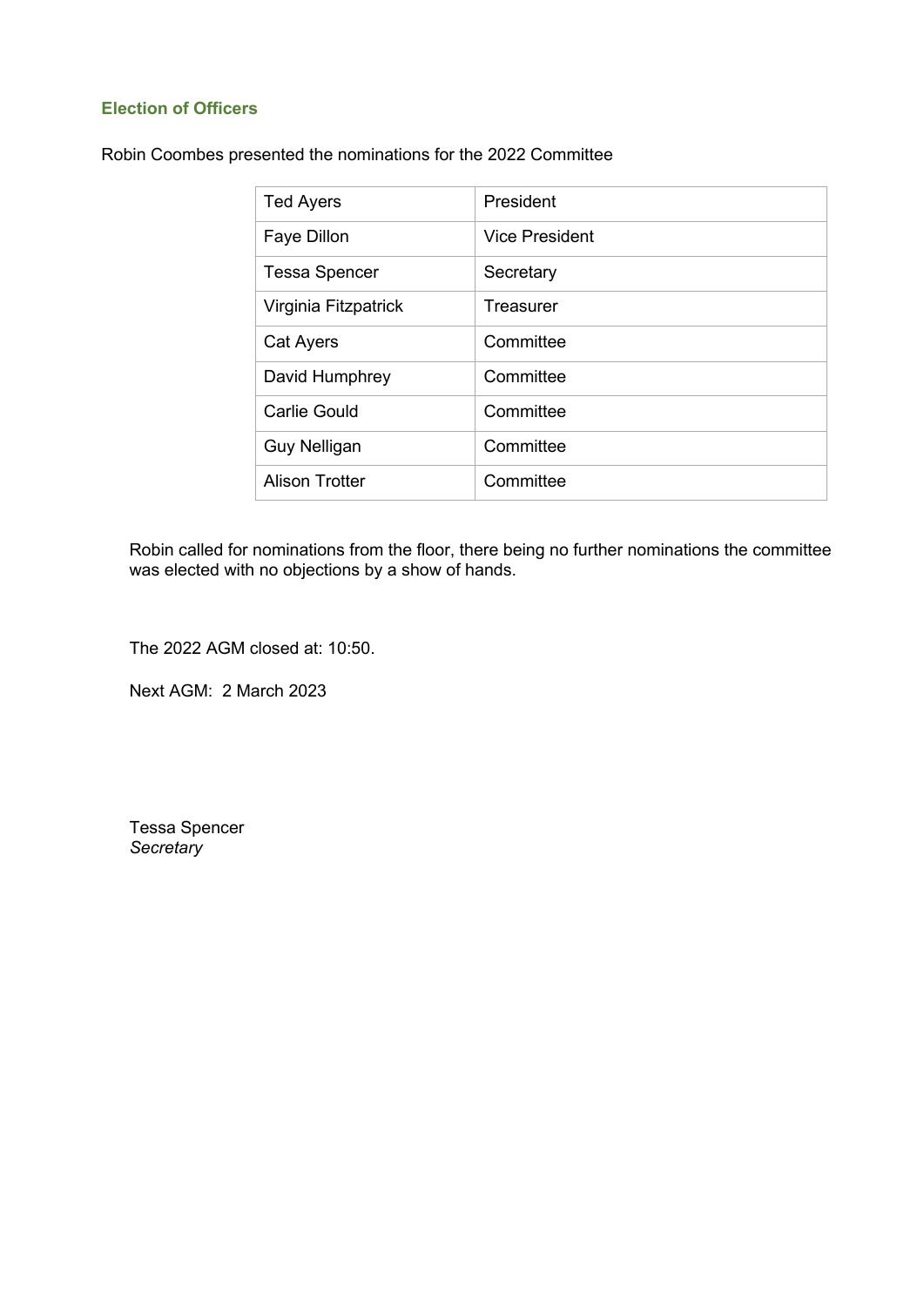## Election of Officers

Robin Coombes presented the nominations for the 2022 Committee

| | |
|---|---|
| Ted Ayers | President |
| Faye Dillon | Vice President |
| Tessa Spencer | Secretary |
| Virginia Fitzpatrick | Treasurer |
| Cat Ayers | Committee |
| David Humphrey | Committee |
| Carlie Gould | Committee |
| Guy Nelligan | Committee |
| Alison Trotter | Committee |

Robin called for nominations from the floor, there being no further nominations the committee was elected with no objections by a show of hands.

The 2022 AGM closed at: 10:50.

Next AGM: 2 March 2023

Tessa Spencer
*Secretary*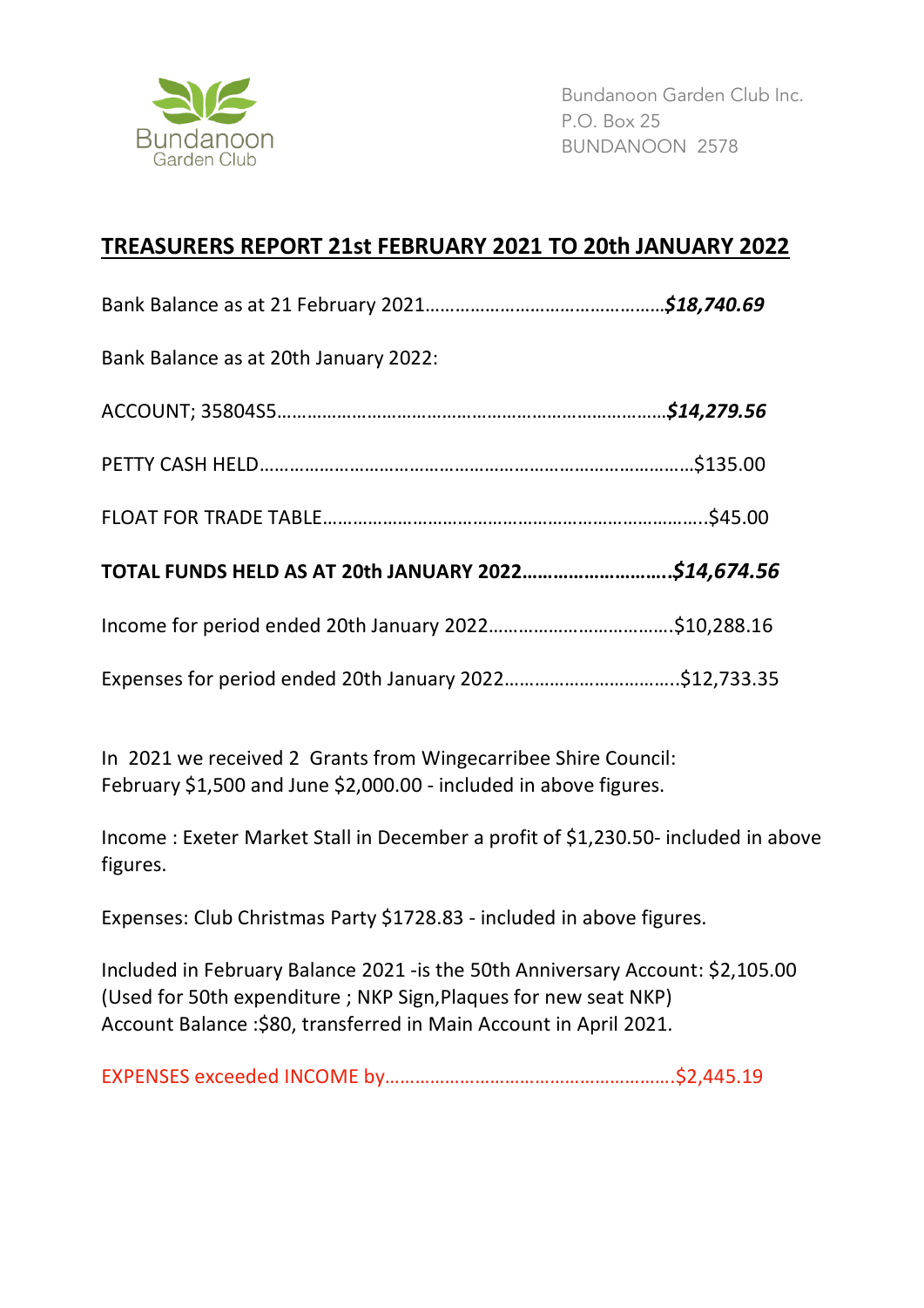Bundanoon Garden Club

Bundanoon Garden Club Inc.
P.O. Box 25
BUNDANOON 2578

## TREASURERS REPORT 21st FEBRUARY 2021 TO 20th JANUARY 2022

Bank Balance as at 21 February 2021………………………………………***$18,740.69***

Bank Balance as at 20th January 2022:

ACCOUNT; 35804S5……………………………………………………………………***$14,279.56***

PETTY CASH HELD……………………………………………………………………………$135.00

FLOAT FOR TRADE TABLE………………………………………………………………..$45.00

**TOTAL FUNDS HELD AS AT 20th JANUARY 2022………………………..*$14,674.56***

Income for period ended 20th January 2022……………………………….$10,288.16

Expenses for period ended 20th January 2022……………………………..$12,733.35

In 2021 we received 2 Grants from Wingecarribee Shire Council:
February $1,500 and June $2,000.00 - included in above figures.

Income : Exeter Market Stall in December a profit of $1,230.50- included in above figures.

Expenses: Club Christmas Party $1728.83 - included in above figures.

Included in February Balance 2021 -is the 50th Anniversary Account: $2,105.00
(Used for 50th expenditure ; NKP Sign,Plaques for new seat NKP)
Account Balance :$80, transferred in Main Account in April 2021.

EXPENSES exceeded INCOME by…………………………………………………..$2,445.19